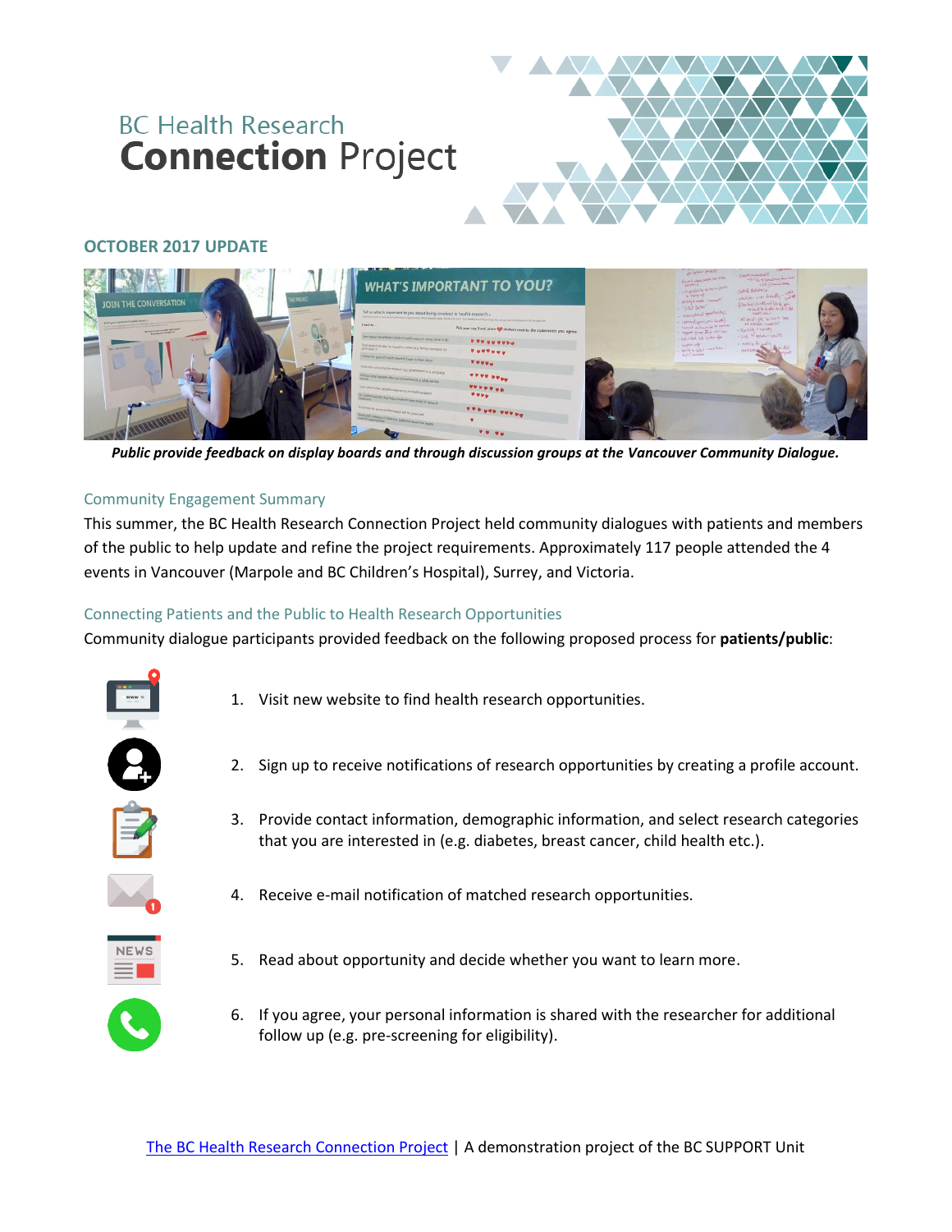# BC Health Research **Connection** Project

## OCTOBER 2017 UPDATE

***Public provide feedback on display boards and through discussion groups at the Vancouver Community Dialogue.***

### Community Engagement Summary

This summer, the BC Health Research Connection Project held community dialogues with patients and members of the public to help update and refine the project requirements. Approximately 117 people attended the 4 events in Vancouver (Marpole and BC Children's Hospital), Surrey, and Victoria.

### Connecting Patients and the Public to Health Research Opportunities

Community dialogue participants provided feedback on the following proposed process for **patients/public**:

1. Visit new website to find health research opportunities.
2. Sign up to receive notifications of research opportunities by creating a profile account.
3. Provide contact information, demographic information, and select research categories that you are interested in (e.g. diabetes, breast cancer, child health etc.).
4. Receive e-mail notification of matched research opportunities.
5. Read about opportunity and decide whether you want to learn more.
6. If you agree, your personal information is shared with the researcher for additional follow up (e.g. pre-screening for eligibility).

The BC Health Research Connection Project | A demonstration project of the BC SUPPORT Unit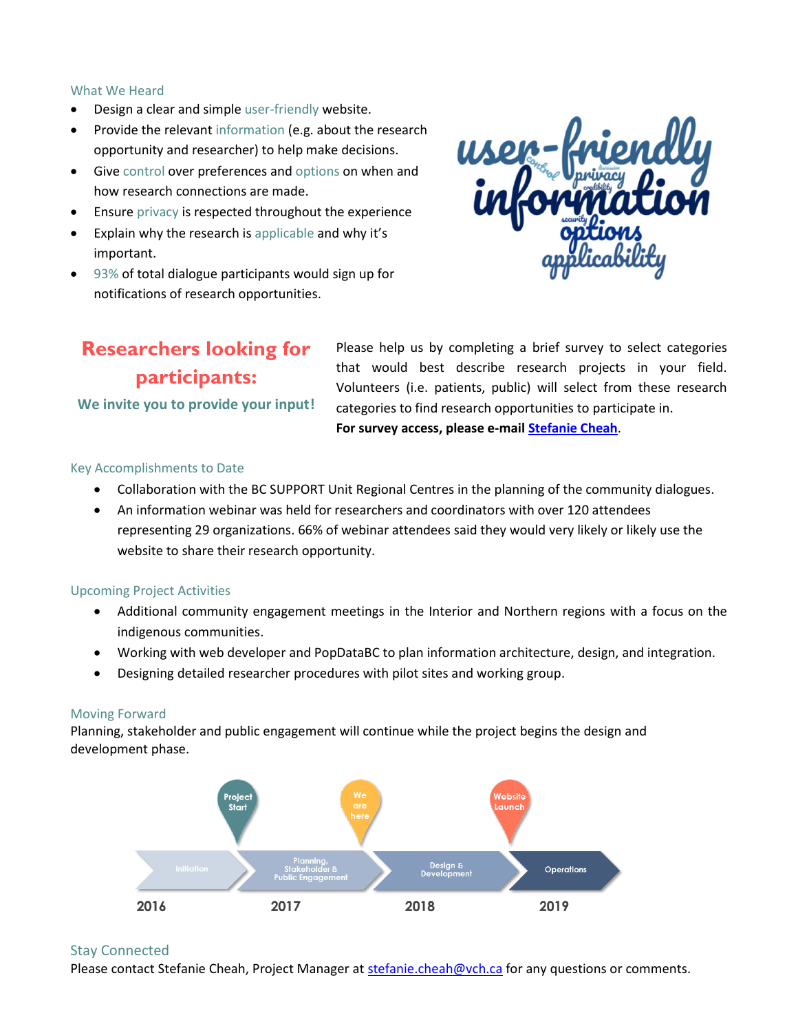## What We Heard

- Design a clear and simple user-friendly website.
- Provide the relevant information (e.g. about the research opportunity and researcher) to help make decisions.
- Give control over preferences and options on when and how research connections are made.
- Ensure privacy is respected throughout the experience
- Explain why the research is applicable and why it's important.
- 93% of total dialogue participants would sign up for notifications of research opportunities.

user-friendly
information
control
privacy
discussion
credibility
security
options
applicability

## Researchers looking for participants:

**We invite you to provide your input!**

Please help us by completing a brief survey to select categories that would best describe research projects in your field. Volunteers (i.e. patients, public) will select from these research categories to find research opportunities to participate in.
**For survey access, please e-mail [Stefanie Cheah](mailto:stefanie.cheah@vch.ca).**

## Key Accomplishments to Date

- Collaboration with the BC SUPPORT Unit Regional Centres in the planning of the community dialogues.
- An information webinar was held for researchers and coordinators with over 120 attendees representing 29 organizations. 66% of webinar attendees said they would very likely or likely use the website to share their research opportunity.

## Upcoming Project Activities

- Additional community engagement meetings in the Interior and Northern regions with a focus on the indigenous communities.
- Working with web developer and PopDataBC to plan information architecture, design, and integration.
- Designing detailed researcher procedures with pilot sites and working group.

## Moving Forward

Planning, stakeholder and public engagement will continue while the project begins the design and development phase.

Project Start
We are here
Website Launch
Initiation
Planning, Stakeholder & Public Engagement
Design & Development
Operations
2016
2017
2018
2019

## Stay Connected

Please contact Stefanie Cheah, Project Manager at stefanie.cheah@vch.ca for any questions or comments.